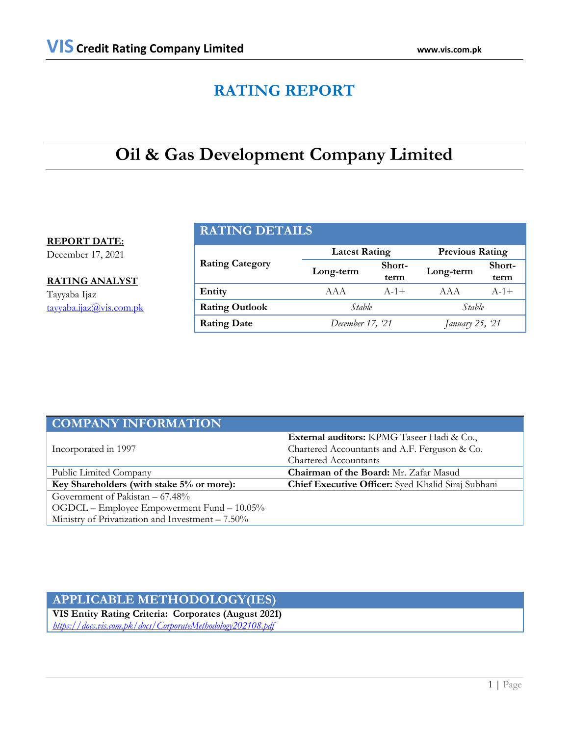# RATING REPORT

# Oil & Gas Development Company Limited

**REPORT DATE:**
December 17, 2021

**RATING ANALYST**
Tayyaba Ijaz
tayyaba.ijaz@vis.com.pk

## RATING DETAILS

| Rating Category | Latest Rating | | Previous Rating | |
|---|---|---|---|---|
| | Long-term | Short-term | Long-term | Short-term |
| **Entity** | AAA | A-1+ | AAA | A-1+ |
| **Rating Outlook** | *Stable* | | *Stable* | |
| **Rating Date** | *December 17, '21* | | *January 25, '21* | |

## COMPANY INFORMATION

| | |
|---|---|
| Incorporated in 1997 | **External auditors:** KPMG Taseer Hadi & Co., Chartered Accountants and A.F. Ferguson & Co. Chartered Accountants |
| Public Limited Company | **Chairman of the Board:** Mr. Zafar Masud |
| **Key Shareholders (with stake 5% or more):** | **Chief Executive Officer:** Syed Khalid Siraj Subhani |
| Government of Pakistan – 67.48%<br>OGDCL – Employee Empowerment Fund – 10.05%<br>Ministry of Privatization and Investment – 7.50% | |

## APPLICABLE METHODOLOGY(IES)

**VIS Entity Rating Criteria: Corporates (August 2021)**
*https://docs.vis.com.pk/docs/CorporateMethodology202108.pdf*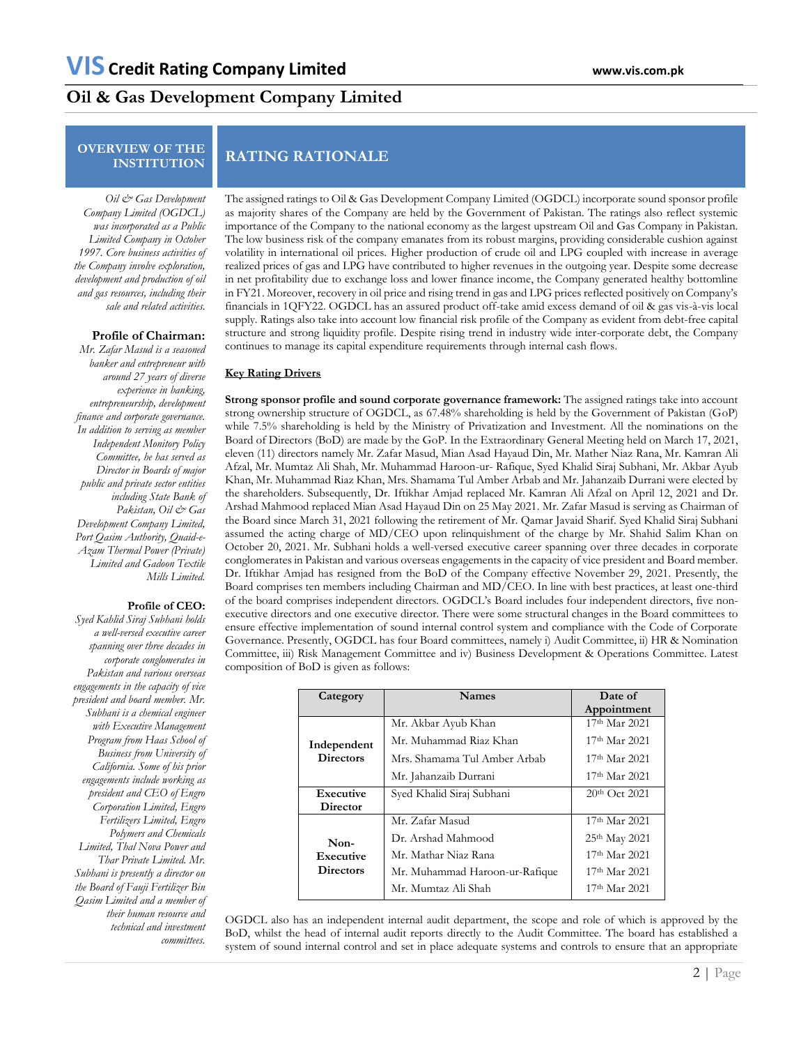# Oil & Gas Development Company Limited

## OVERVIEW OF THE INSTITUTION

*Oil & Gas Development Company Limited (OGDCL) was incorporated as a Public Limited Company in October 1997. Core business activities of the Company involve exploration, development and production of oil and gas resources, including their sale and related activities.*

**Profile of Chairman:**

*Mr. Zafar Masud is a seasoned banker and entrepreneur with around 27 years of diverse experience in banking, entrepreneurship, development finance and corporate governance. In addition to serving as member Independent Monitory Policy Committee, he has served as Director in Boards of major public and private sector entities including State Bank of Pakistan, Oil & Gas Development Company Limited, Port Qasim Authority, Quaid-e-Azam Thermal Power (Private) Limited and Gadoon Textile Mills Limited.*

**Profile of CEO:**

*Syed Kahlid Siraj Subhani holds a well-versed executive career spanning over three decades in corporate conglomerates in Pakistan and various overseas engagements in the capacity of vice president and board member. Mr. Subhani is a chemical engineer with Executive Management Program from Haas School of Business from University of California. Some of his prior engagements include working as president and CEO of Engro Corporation Limited, Engro Fertilizers Limited, Engro Polymers and Chemicals Limited, Thal Nova Power and Thar Private Limited. Mr. Subhani is presently a director on the Board of Fauji Fertilizer Bin Qasim Limited and a member of their human resource and technical and investment committees.*

## RATING RATIONALE

The assigned ratings to Oil & Gas Development Company Limited (OGDCL) incorporate sound sponsor profile as majority shares of the Company are held by the Government of Pakistan. The ratings also reflect systemic importance of the Company to the national economy as the largest upstream Oil and Gas Company in Pakistan. The low business risk of the company emanates from its robust margins, providing considerable cushion against volatility in international oil prices. Higher production of crude oil and LPG coupled with increase in average realized prices of gas and LPG have contributed to higher revenues in the outgoing year. Despite some decrease in net profitability due to exchange loss and lower finance income, the Company generated healthy bottomline in FY21. Moreover, recovery in oil price and rising trend in gas and LPG prices reflected positively on Company's financials in 1QFY22. OGDCL has an assured product off-take amid excess demand of oil & gas vis-à-vis local supply. Ratings also take into account low financial risk profile of the Company as evident from debt-free capital structure and strong liquidity profile. Despite rising trend in industry wide inter-corporate debt, the Company continues to manage its capital expenditure requirements through internal cash flows.

**Key Rating Drivers**

**Strong sponsor profile and sound corporate governance framework:** The assigned ratings take into account strong ownership structure of OGDCL, as 67.48% shareholding is held by the Government of Pakistan (GoP) while 7.5% shareholding is held by the Ministry of Privatization and Investment. All the nominations on the Board of Directors (BoD) are made by the GoP. In the Extraordinary General Meeting held on March 17, 2021, eleven (11) directors namely Mr. Zafar Masud, Mian Asad Hayaud Din, Mr. Mather Niaz Rana, Mr. Kamran Ali Afzal, Mr. Mumtaz Ali Shah, Mr. Muhammad Haroon-ur- Rafique, Syed Khalid Siraj Subhani, Mr. Akbar Ayub Khan, Mr. Muhammad Riaz Khan, Mrs. Shamama Tul Amber Arbab and Mr. Jahanzaib Durrani were elected by the shareholders. Subsequently, Dr. Iftikhar Amjad replaced Mr. Kamran Ali Afzal on April 12, 2021 and Dr. Arshad Mahmood replaced Mian Asad Hayaud Din on 25 May 2021. Mr. Zafar Masud is serving as Chairman of the Board since March 31, 2021 following the retirement of Mr. Qamar Javaid Sharif. Syed Khalid Siraj Subhani assumed the acting charge of MD/CEO upon relinquishment of the charge by Mr. Shahid Salim Khan on October 20, 2021. Mr. Subhani holds a well-versed executive career spanning over three decades in corporate conglomerates in Pakistan and various overseas engagements in the capacity of vice president and Board member. Dr. Iftikhar Amjad has resigned from the BoD of the Company effective November 29, 2021. Presently, the Board comprises ten members including Chairman and MD/CEO. In line with best practices, at least one-third of the board comprises independent directors. OGDCL's Board includes four independent directors, five non-executive directors and one executive director. There were some structural changes in the Board committees to ensure effective implementation of sound internal control system and compliance with the Code of Corporate Governance. Presently, OGDCL has four Board committees, namely i) Audit Committee, ii) HR & Nomination Committee, iii) Risk Management Committee and iv) Business Development & Operations Committee. Latest composition of BoD is given as follows:

| Category | Names | Date of Appointment |
|---|---|---|
| Independent Directors | Mr. Akbar Ayub Khan | 17th Mar 2021 |
| | Mr. Muhammad Riaz Khan | 17th Mar 2021 |
| | Mrs. Shamama Tul Amber Arbab | 17th Mar 2021 |
| | Mr. Jahanzaib Durrani | 17th Mar 2021 |
| Executive Director | Syed Khalid Siraj Subhani | 20th Oct 2021 |
| Non-Executive Directors | Mr. Zafar Masud | 17th Mar 2021 |
| | Dr. Arshad Mahmood | 25th May 2021 |
| | Mr. Mathar Niaz Rana | 17th Mar 2021 |
| | Mr. Muhammad Haroon-ur-Rafique | 17th Mar 2021 |
| | Mr. Mumtaz Ali Shah | 17th Mar 2021 |

OGDCL also has an independent internal audit department, the scope and role of which is approved by the BoD, whilst the head of internal audit reports directly to the Audit Committee. The board has established a system of sound internal control and set in place adequate systems and controls to ensure that an appropriate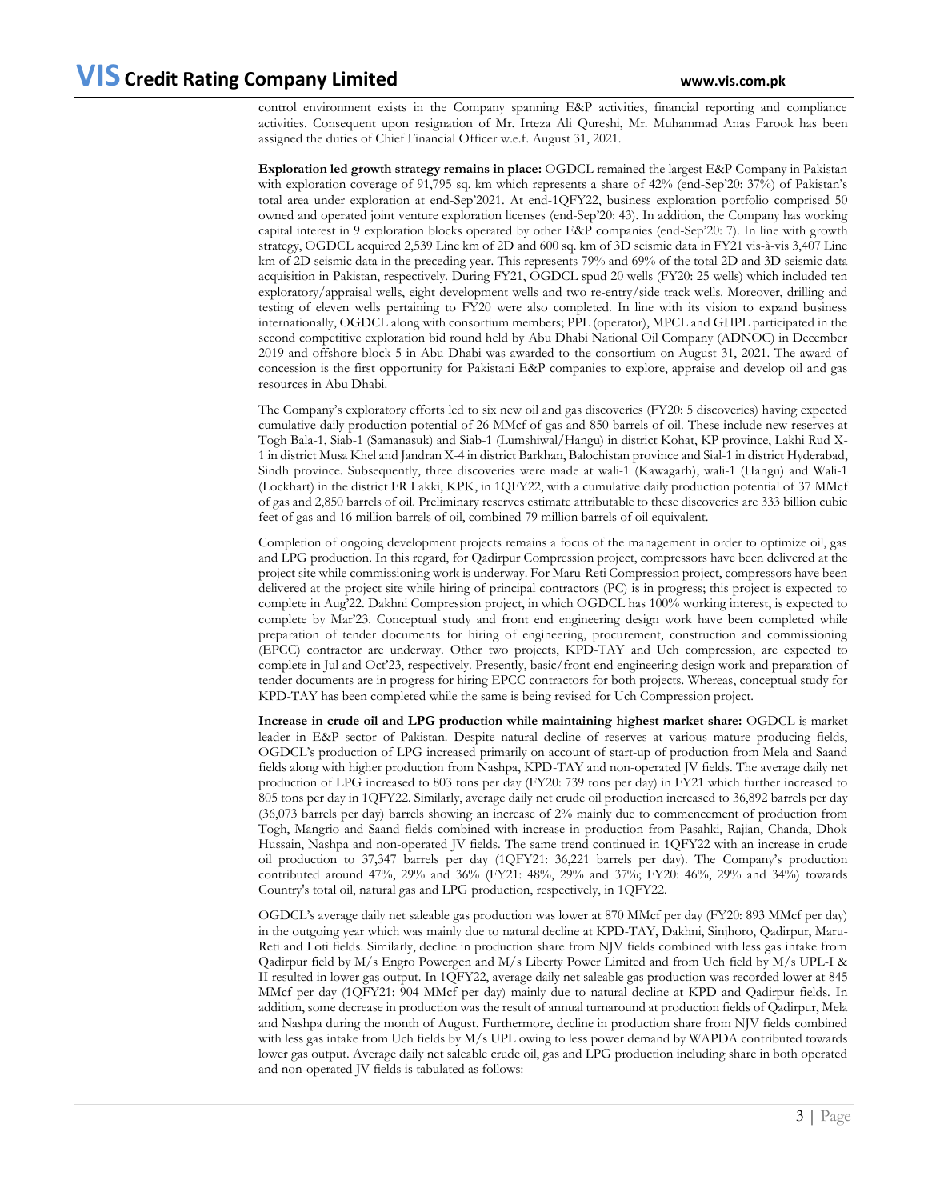control environment exists in the Company spanning E&P activities, financial reporting and compliance activities. Consequent upon resignation of Mr. Irteza Ali Qureshi, Mr. Muhammad Anas Farook has been assigned the duties of Chief Financial Officer w.e.f. August 31, 2021.

**Exploration led growth strategy remains in place:** OGDCL remained the largest E&P Company in Pakistan with exploration coverage of 91,795 sq. km which represents a share of 42% (end-Sep'20: 37%) of Pakistan's total area under exploration at end-Sep'2021. At end-1QFY22, business exploration portfolio comprised 50 owned and operated joint venture exploration licenses (end-Sep'20: 43). In addition, the Company has working capital interest in 9 exploration blocks operated by other E&P companies (end-Sep'20: 7). In line with growth strategy, OGDCL acquired 2,539 Line km of 2D and 600 sq. km of 3D seismic data in FY21 vis-à-vis 3,407 Line km of 2D seismic data in the preceding year. This represents 79% and 69% of the total 2D and 3D seismic data acquisition in Pakistan, respectively. During FY21, OGDCL spud 20 wells (FY20: 25 wells) which included ten exploratory/appraisal wells, eight development wells and two re-entry/side track wells. Moreover, drilling and testing of eleven wells pertaining to FY20 were also completed. In line with its vision to expand business internationally, OGDCL along with consortium members; PPL (operator), MPCL and GHPL participated in the second competitive exploration bid round held by Abu Dhabi National Oil Company (ADNOC) in December 2019 and offshore block-5 in Abu Dhabi was awarded to the consortium on August 31, 2021. The award of concession is the first opportunity for Pakistani E&P companies to explore, appraise and develop oil and gas resources in Abu Dhabi.

The Company's exploratory efforts led to six new oil and gas discoveries (FY20: 5 discoveries) having expected cumulative daily production potential of 26 MMcf of gas and 850 barrels of oil. These include new reserves at Togh Bala-1, Siab-1 (Samanasuk) and Siab-1 (Lumshiwal/Hangu) in district Kohat, KP province, Lakhi Rud X-1 in district Musa Khel and Jandran X-4 in district Barkhan, Balochistan province and Sial-1 in district Hyderabad, Sindh province. Subsequently, three discoveries were made at wali-1 (Kawagarh), wali-1 (Hangu) and Wali-1 (Lockhart) in the district FR Lakki, KPK, in 1QFY22, with a cumulative daily production potential of 37 MMcf of gas and 2,850 barrels of oil. Preliminary reserves estimate attributable to these discoveries are 333 billion cubic feet of gas and 16 million barrels of oil, combined 79 million barrels of oil equivalent.

Completion of ongoing development projects remains a focus of the management in order to optimize oil, gas and LPG production. In this regard, for Qadirpur Compression project, compressors have been delivered at the project site while commissioning work is underway. For Maru-Reti Compression project, compressors have been delivered at the project site while hiring of principal contractors (PC) is in progress; this project is expected to complete in Aug'22. Dakhni Compression project, in which OGDCL has 100% working interest, is expected to complete by Mar'23. Conceptual study and front end engineering design work have been completed while preparation of tender documents for hiring of engineering, procurement, construction and commissioning (EPCC) contractor are underway. Other two projects, KPD-TAY and Uch compression, are expected to complete in Jul and Oct'23, respectively. Presently, basic/front end engineering design work and preparation of tender documents are in progress for hiring EPCC contractors for both projects. Whereas, conceptual study for KPD-TAY has been completed while the same is being revised for Uch Compression project.

**Increase in crude oil and LPG production while maintaining highest market share:** OGDCL is market leader in E&P sector of Pakistan. Despite natural decline of reserves at various mature producing fields, OGDCL's production of LPG increased primarily on account of start-up of production from Mela and Saand fields along with higher production from Nashpa, KPD-TAY and non-operated JV fields. The average daily net production of LPG increased to 803 tons per day (FY20: 739 tons per day) in FY21 which further increased to 805 tons per day in 1QFY22. Similarly, average daily net crude oil production increased to 36,892 barrels per day (36,073 barrels per day) barrels showing an increase of 2% mainly due to commencement of production from Togh, Mangrio and Saand fields combined with increase in production from Pasahki, Rajian, Chanda, Dhok Hussain, Nashpa and non-operated JV fields. The same trend continued in 1QFY22 with an increase in crude oil production to 37,347 barrels per day (1QFY21: 36,221 barrels per day). The Company's production contributed around 47%, 29% and 36% (FY21: 48%, 29% and 37%; FY20: 46%, 29% and 34%) towards Country's total oil, natural gas and LPG production, respectively, in 1QFY22.

OGDCL's average daily net saleable gas production was lower at 870 MMcf per day (FY20: 893 MMcf per day) in the outgoing year which was mainly due to natural decline at KPD-TAY, Dakhni, Sinjhoro, Qadirpur, Maru-Reti and Loti fields. Similarly, decline in production share from NJV fields combined with less gas intake from Qadirpur field by M/s Engro Powergen and M/s Liberty Power Limited and from Uch field by M/s UPL-I & II resulted in lower gas output. In 1QFY22, average daily net saleable gas production was recorded lower at 845 MMcf per day (1QFY21: 904 MMcf per day) mainly due to natural decline at KPD and Qadirpur fields. In addition, some decrease in production was the result of annual turnaround at production fields of Qadirpur, Mela and Nashpa during the month of August. Furthermore, decline in production share from NJV fields combined with less gas intake from Uch fields by M/s UPL owing to less power demand by WAPDA contributed towards lower gas output. Average daily net saleable crude oil, gas and LPG production including share in both operated and non-operated JV fields is tabulated as follows: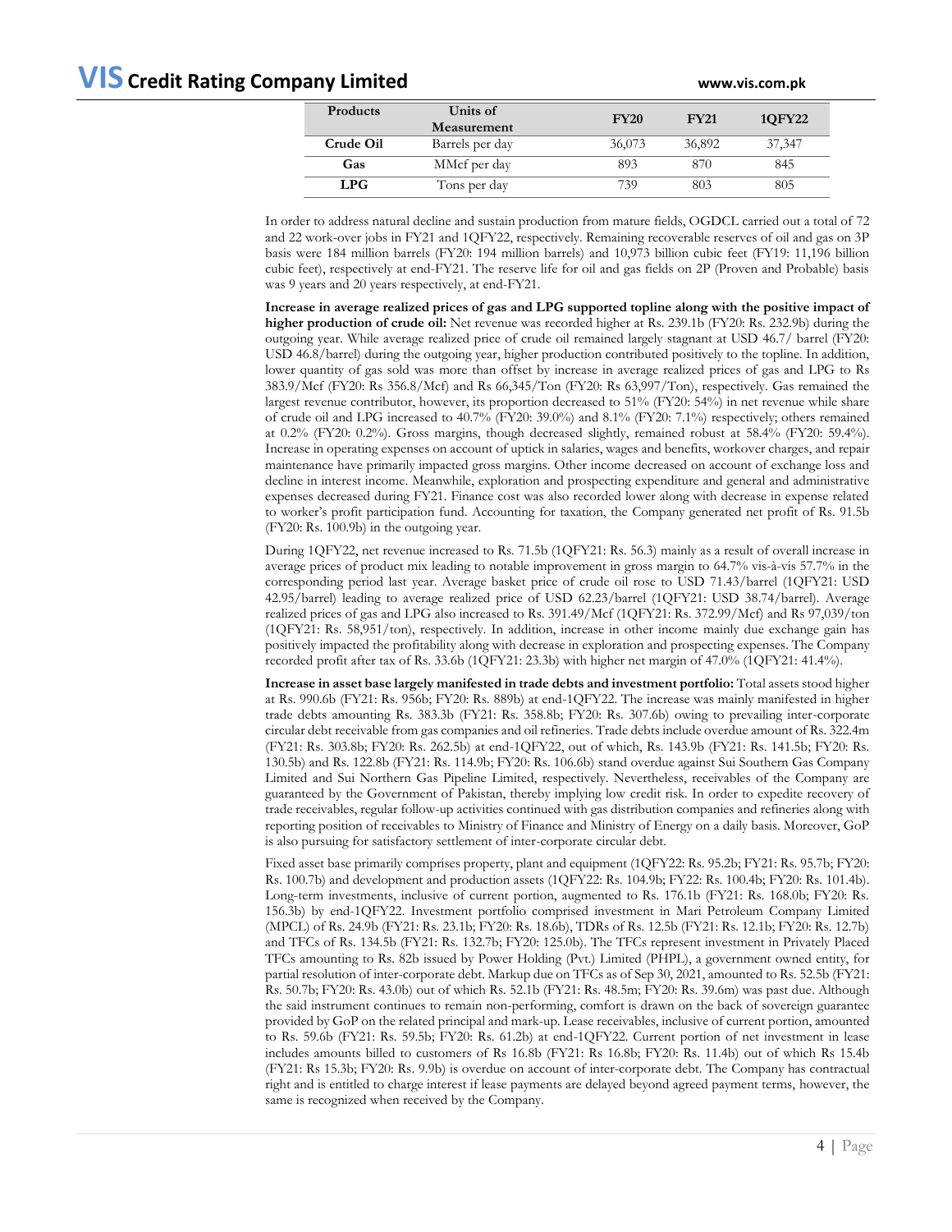| Products | Units of Measurement | FY20 | FY21 | 1QFY22 |
|---|---|---|---|---|
| Crude Oil | Barrels per day | 36,073 | 36,892 | 37,347 |
| Gas | MMcf per day | 893 | 870 | 845 |
| LPG | Tons per day | 739 | 803 | 805 |

In order to address natural decline and sustain production from mature fields, OGDCL carried out a total of 72 and 22 work-over jobs in FY21 and 1QFY22, respectively. Remaining recoverable reserves of oil and gas on 3P basis were 184 million barrels (FY20: 194 million barrels) and 10,973 billion cubic feet (FY19: 11,196 billion cubic feet), respectively at end-FY21. The reserve life for oil and gas fields on 2P (Proven and Probable) basis was 9 years and 20 years respectively, at end-FY21.

**Increase in average realized prices of gas and LPG supported topline along with the positive impact of higher production of crude oil:** Net revenue was recorded higher at Rs. 239.1b (FY20: Rs. 232.9b) during the outgoing year. While average realized price of crude oil remained largely stagnant at USD 46.7/ barrel (FY20: USD 46.8/barrel) during the outgoing year, higher production contributed positively to the topline. In addition, lower quantity of gas sold was more than offset by increase in average realized prices of gas and LPG to Rs 383.9/Mcf (FY20: Rs 356.8/Mcf) and Rs 66,345/Ton (FY20: Rs 63,997/Ton), respectively. Gas remained the largest revenue contributor, however, its proportion decreased to 51% (FY20: 54%) in net revenue while share of crude oil and LPG increased to 40.7% (FY20: 39.0%) and 8.1% (FY20: 7.1%) respectively; others remained at 0.2% (FY20: 0.2%). Gross margins, though decreased slightly, remained robust at 58.4% (FY20: 59.4%). Increase in operating expenses on account of uptick in salaries, wages and benefits, workover charges, and repair maintenance have primarily impacted gross margins. Other income decreased on account of exchange loss and decline in interest income. Meanwhile, exploration and prospecting expenditure and general and administrative expenses decreased during FY21. Finance cost was also recorded lower along with decrease in expense related to worker's profit participation fund. Accounting for taxation, the Company generated net profit of Rs. 91.5b (FY20: Rs. 100.9b) in the outgoing year.

During 1QFY22, net revenue increased to Rs. 71.5b (1QFY21: Rs. 56.3) mainly as a result of overall increase in average prices of product mix leading to notable improvement in gross margin to 64.7% vis-à-vis 57.7% in the corresponding period last year. Average basket price of crude oil rose to USD 71.43/barrel (1QFY21: USD 42.95/barrel) leading to average realized price of USD 62.23/barrel (1QFY21: USD 38.74/barrel). Average realized prices of gas and LPG also increased to Rs. 391.49/Mcf (1QFY21: Rs. 372.99/Mcf) and Rs 97,039/ton (1QFY21: Rs. 58,951/ton), respectively. In addition, increase in other income mainly due exchange gain has positively impacted the profitability along with decrease in exploration and prospecting expenses. The Company recorded profit after tax of Rs. 33.6b (1QFY21: 23.3b) with higher net margin of 47.0% (1QFY21: 41.4%).

**Increase in asset base largely manifested in trade debts and investment portfolio:** Total assets stood higher at Rs. 990.6b (FY21: Rs. 956b; FY20: Rs. 889b) at end-1QFY22. The increase was mainly manifested in higher trade debts amounting Rs. 383.3b (FY21: Rs. 358.8b; FY20: Rs. 307.6b) owing to prevailing inter-corporate circular debt receivable from gas companies and oil refineries. Trade debts include overdue amount of Rs. 322.4m (FY21: Rs. 303.8b; FY20: Rs. 262.5b) at end-1QFY22, out of which, Rs. 143.9b (FY21: Rs. 141.5b; FY20: Rs. 130.5b) and Rs. 122.8b (FY21: Rs. 114.9b; FY20: Rs. 106.6b) stand overdue against Sui Southern Gas Company Limited and Sui Northern Gas Pipeline Limited, respectively. Nevertheless, receivables of the Company are guaranteed by the Government of Pakistan, thereby implying low credit risk. In order to expedite recovery of trade receivables, regular follow-up activities continued with gas distribution companies and refineries along with reporting position of receivables to Ministry of Finance and Ministry of Energy on a daily basis. Moreover, GoP is also pursuing for satisfactory settlement of inter-corporate circular debt.

Fixed asset base primarily comprises property, plant and equipment (1QFY22: Rs. 95.2b; FY21: Rs. 95.7b; FY20: Rs. 100.7b) and development and production assets (1QFY22: Rs. 104.9b; FY22: Rs. 100.4b; FY20: Rs. 101.4b). Long-term investments, inclusive of current portion, augmented to Rs. 176.1b (FY21: Rs. 168.0b; FY20: Rs. 156.3b) by end-1QFY22. Investment portfolio comprised investment in Mari Petroleum Company Limited (MPCL) of Rs. 24.9b (FY21: Rs. 23.1b; FY20: Rs. 18.6b), TDRs of Rs. 12.5b (FY21: Rs. 12.1b; FY20: Rs. 12.7b) and TFCs of Rs. 134.5b (FY21: Rs. 132.7b; FY20: Rs. 125.0b). The TFCs represent investment in Privately Placed TFCs amounting to Rs. 82b issued by Power Holding (Pvt.) Limited (PHPL), a government owned entity, for partial resolution of inter-corporate debt. Markup due on TFCs as of Sep 30, 2021, amounted to Rs. 52.5b (FY21: Rs. 50.7b; FY20: Rs. 43.0b) out of which Rs. 52.1b (FY21: Rs. 48.5m; FY20: Rs. 39.6m) was past due. Although the said instrument continues to remain non-performing, comfort is drawn on the back of sovereign guarantee provided by GoP on the related principal and mark-up. Lease receivables, inclusive of current portion, amounted to Rs. 59.6b (FY21: Rs. 59.5b; FY20: Rs. 61.2b) at end-1QFY22. Current portion of net investment in lease includes amounts billed to customers of Rs 16.8b (FY21: Rs 16.8b; FY20: Rs. 11.4b) out of which Rs 15.4b (FY21: Rs 15.3b; FY20: Rs. 9.9b) is overdue on account of inter-corporate debt. The Company has contractual right and is entitled to charge interest if lease payments are delayed beyond agreed payment terms, however, the same is recognized when received by the Company.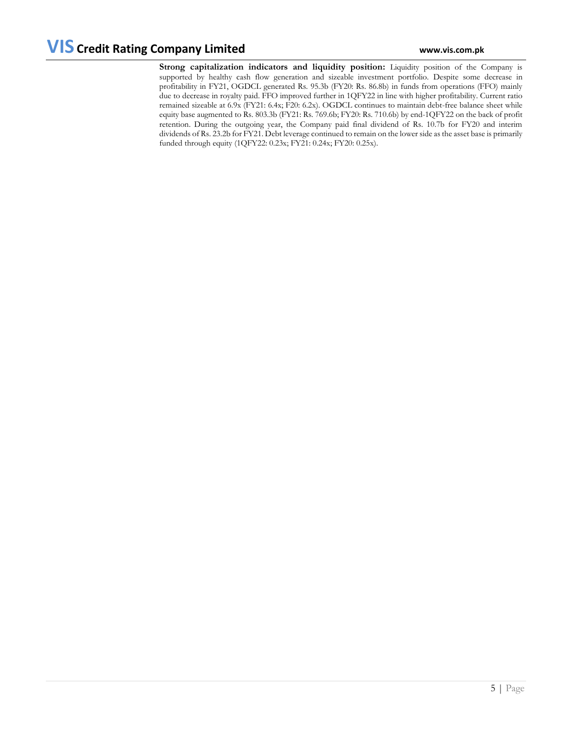**Strong capitalization indicators and liquidity position:** Liquidity position of the Company is supported by healthy cash flow generation and sizeable investment portfolio. Despite some decrease in profitability in FY21, OGDCL generated Rs. 95.3b (FY20: Rs. 86.8b) in funds from operations (FFO) mainly due to decrease in royalty paid. FFO improved further in 1QFY22 in line with higher profitability. Current ratio remained sizeable at 6.9x (FY21: 6.4x; F20: 6.2x). OGDCL continues to maintain debt-free balance sheet while equity base augmented to Rs. 803.3b (FY21: Rs. 769.6b; FY20: Rs. 710.6b) by end-1QFY22 on the back of profit retention. During the outgoing year, the Company paid final dividend of Rs. 10.7b for FY20 and interim dividends of Rs. 23.2b for FY21. Debt leverage continued to remain on the lower side as the asset base is primarily funded through equity (1QFY22: 0.23x; FY21: 0.24x; FY20: 0.25x).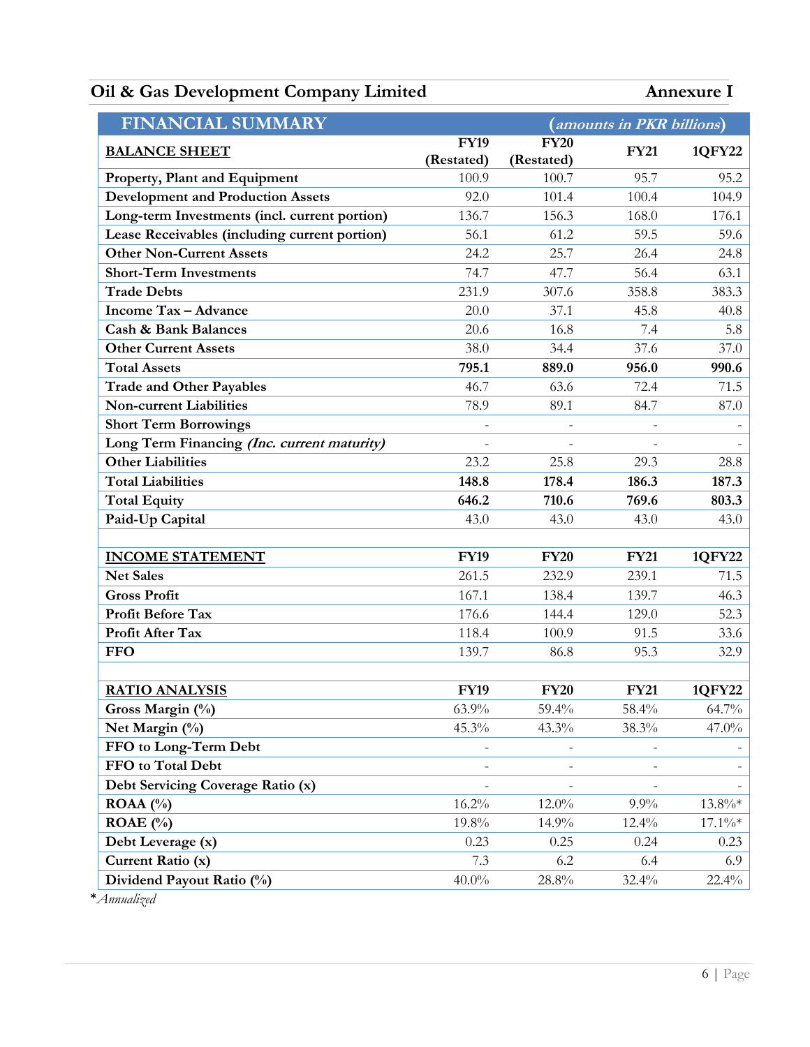## Oil & Gas Development Company Limited

**Annexure I**

| FINANCIAL SUMMARY | | | *(amounts in PKR billions)* | |
|---|---|---|---|---|
| **BALANCE SHEET** | **FY19 (Restated)** | **FY20 (Restated)** | **FY21** | **1QFY22** |
| **Property, Plant and Equipment** | 100.9 | 100.7 | 95.7 | 95.2 |
| **Development and Production Assets** | 92.0 | 101.4 | 100.4 | 104.9 |
| **Long-term Investments (incl. current portion)** | 136.7 | 156.3 | 168.0 | 176.1 |
| **Lease Receivables (including current portion)** | 56.1 | 61.2 | 59.5 | 59.6 |
| **Other Non-Current Assets** | 24.2 | 25.7 | 26.4 | 24.8 |
| **Short-Term Investments** | 74.7 | 47.7 | 56.4 | 63.1 |
| **Trade Debts** | 231.9 | 307.6 | 358.8 | 383.3 |
| **Income Tax – Advance** | 20.0 | 37.1 | 45.8 | 40.8 |
| **Cash & Bank Balances** | 20.6 | 16.8 | 7.4 | 5.8 |
| **Other Current Assets** | 38.0 | 34.4 | 37.6 | 37.0 |
| **Total Assets** | **795.1** | **889.0** | **956.0** | **990.6** |
| **Trade and Other Payables** | 46.7 | 63.6 | 72.4 | 71.5 |
| **Non-current Liabilities** | 78.9 | 89.1 | 84.7 | 87.0 |
| **Short Term Borrowings** | - | - | - | - |
| **Long Term Financing *(Inc. current maturity)*** | - | - | - | - |
| **Other Liabilities** | 23.2 | 25.8 | 29.3 | 28.8 |
| **Total Liabilities** | **148.8** | **178.4** | **186.3** | **187.3** |
| **Total Equity** | **646.2** | **710.6** | **769.6** | **803.3** |
| **Paid-Up Capital** | 43.0 | 43.0 | 43.0 | 43.0 |
| | | | | |
| **INCOME STATEMENT** | **FY19** | **FY20** | **FY21** | **1QFY22** |
| **Net Sales** | 261.5 | 232.9 | 239.1 | 71.5 |
| **Gross Profit** | 167.1 | 138.4 | 139.7 | 46.3 |
| **Profit Before Tax** | 176.6 | 144.4 | 129.0 | 52.3 |
| **Profit After Tax** | 118.4 | 100.9 | 91.5 | 33.6 |
| **FFO** | 139.7 | 86.8 | 95.3 | 32.9 |
| | | | | |
| **RATIO ANALYSIS** | **FY19** | **FY20** | **FY21** | **1QFY22** |
| **Gross Margin (%)** | 63.9% | 59.4% | 58.4% | 64.7% |
| **Net Margin (%)** | 45.3% | 43.3% | 38.3% | 47.0% |
| **FFO to Long-Term Debt** | - | - | - | - |
| **FFO to Total Debt** | - | - | - | - |
| **Debt Servicing Coverage Ratio (x)** | - | - | - | - |
| **ROAA (%)** | 16.2% | 12.0% | 9.9% | 13.8%* |
| **ROAE (%)** | 19.8% | 14.9% | 12.4% | 17.1%* |
| **Debt Leverage (x)** | 0.23 | 0.25 | 0.24 | 0.23 |
| **Current Ratio (x)** | 7.3 | 6.2 | 6.4 | 6.9 |
| **Dividend Payout Ratio (%)** | 40.0% | 28.8% | 32.4% | 22.4% |

*\*Annualized*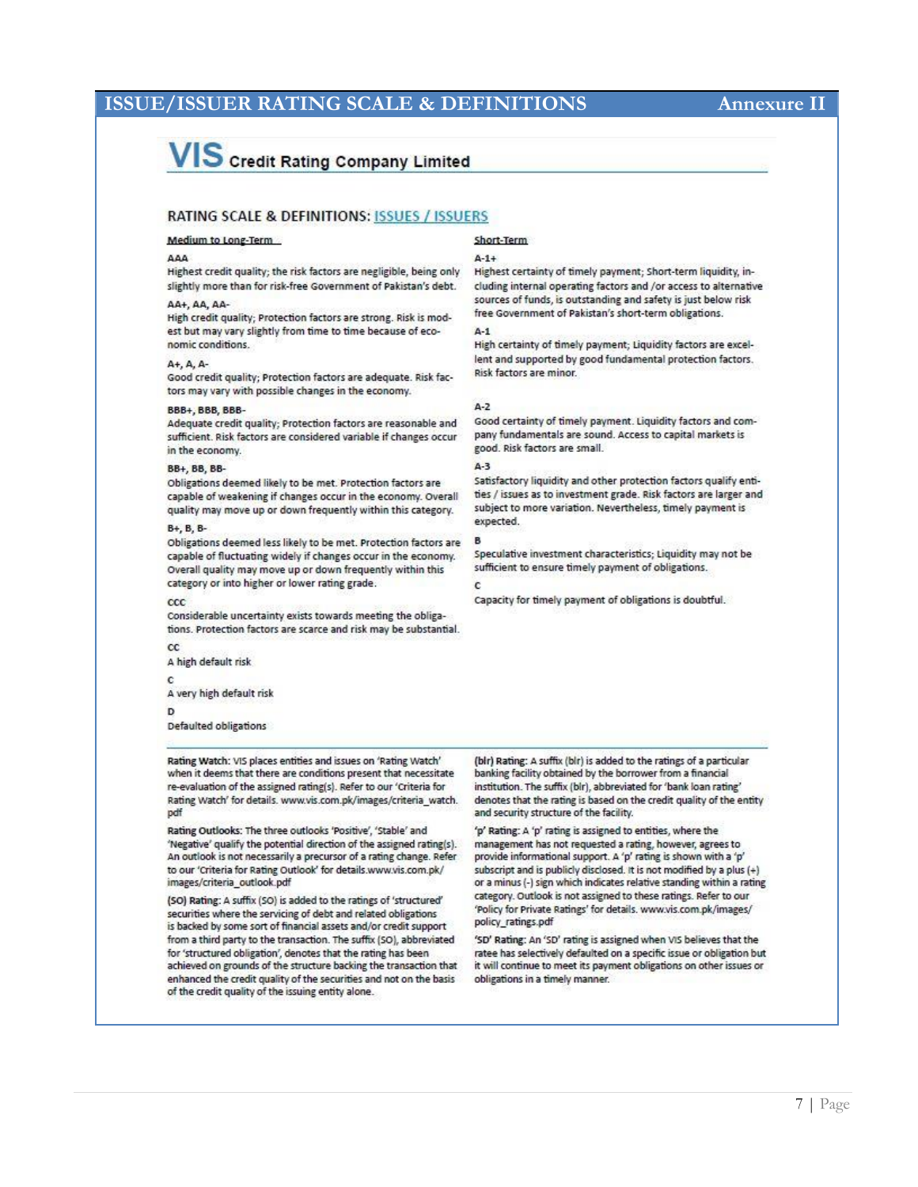# ISSUE/ISSUER RATING SCALE & DEFINITIONS — Annexure II

## VIS Credit Rating Company Limited

### RATING SCALE & DEFINITIONS: ISSUES / ISSUERS

**Medium to Long-Term**

**AAA**
Highest credit quality; the risk factors are negligible, being only slightly more than for risk-free Government of Pakistan's debt.

**AA+, AA, AA-**
High credit quality; Protection factors are strong. Risk is modest but may vary slightly from time to time because of economic conditions.

**A+, A, A-**
Good credit quality; Protection factors are adequate. Risk factors may vary with possible changes in the economy.

**BBB+, BBB, BBB-**
Adequate credit quality; Protection factors are reasonable and sufficient. Risk factors are considered variable if changes occur in the economy.

**BB+, BB, BB-**
Obligations deemed likely to be met. Protection factors are capable of weakening if changes occur in the economy. Overall quality may move up or down frequently within this category.

**B+, B, B-**
Obligations deemed less likely to be met. Protection factors are capable of fluctuating widely if changes occur in the economy. Overall quality may move up or down frequently within this category or into higher or lower rating grade.

**CCC**
Considerable uncertainty exists towards meeting the obligations. Protection factors are scarce and risk may be substantial.

**CC**
A high default risk

**C**
A very high default risk

**D**
Defaulted obligations

**Short-Term**

**A-1+**
Highest certainty of timely payment; Short-term liquidity, including internal operating factors and /or access to alternative sources of funds, is outstanding and safety is just below risk free Government of Pakistan's short-term obligations.

**A-1**
High certainty of timely payment; Liquidity factors are excellent and supported by good fundamental protection factors. Risk factors are minor.

**A-2**
Good certainty of timely payment. Liquidity factors and company fundamentals are sound. Access to capital markets is good. Risk factors are small.

**A-3**
Satisfactory liquidity and other protection factors qualify entities / issues as to investment grade. Risk factors are larger and subject to more variation. Nevertheless, timely payment is expected.

**B**
Speculative investment characteristics; Liquidity may not be sufficient to ensure timely payment of obligations.

**C**
Capacity for timely payment of obligations is doubtful.

---

**Rating Watch:** VIS places entities and issues on 'Rating Watch' when it deems that there are conditions present that necessitate re-evaluation of the assigned rating(s). Refer to our 'Criteria for Rating Watch' for details. www.vis.com.pk/images/criteria_watch.pdf

**Rating Outlooks:** The three outlooks 'Positive', 'Stable' and 'Negative' qualify the potential direction of the assigned rating(s). An outlook is not necessarily a precursor of a rating change. Refer to our 'Criteria for Rating Outlook' for details.www.vis.com.pk/images/criteria_outlook.pdf

**(SO) Rating:** A suffix (SO) is added to the ratings of 'structured' securities where the servicing of debt and related obligations is backed by some sort of financial assets and/or credit support from a third party to the transaction. The suffix (SO), abbreviated for 'structured obligation', denotes that the rating has been achieved on grounds of the structure backing the transaction that enhanced the credit quality of the securities and not on the basis of the credit quality of the issuing entity alone.

**(blr) Rating:** A suffix (blr) is added to the ratings of a particular banking facility obtained by the borrower from a financial institution. The suffix (blr), abbreviated for 'bank loan rating' denotes that the rating is based on the credit quality of the entity and security structure of the facility.

**'p' Rating:** A 'p' rating is assigned to entities, where the management has not requested a rating, however, agrees to provide informational support. A 'p' rating is shown with a 'p' subscript and is publicly disclosed. It is not modified by a plus (+) or a minus (-) sign which indicates relative standing within a rating category. Outlook is not assigned to these ratings. Refer to our 'Policy for Private Ratings' for details. www.vis.com.pk/images/policy_ratings.pdf

**'SD' Rating:** An 'SD' rating is assigned when VIS believes that the ratee has selectively defaulted on a specific issue or obligation but it will continue to meet its payment obligations on other issues or obligations in a timely manner.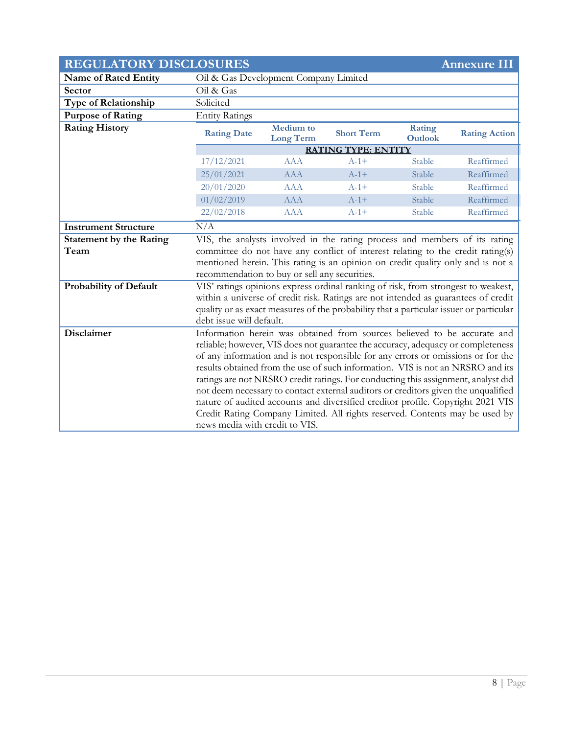## REGULATORY DISCLOSURES — Annexure III

| | |
|---|---|
| **Name of Rated Entity** | Oil & Gas Development Company Limited |
| **Sector** | Oil & Gas |
| **Type of Relationship** | Solicited |
| **Purpose of Rating** | Entity Ratings |

**Rating History**

| Rating Date | Medium to Long Term | Short Term | Rating Outlook | Rating Action |
|---|---|---|---|---|
| **RATING TYPE: ENTITY** | | | | |
| 17/12/2021 | AAA | A-1+ | Stable | Reaffirmed |
| 25/01/2021 | AAA | A-1+ | Stable | Reaffirmed |
| 20/01/2020 | AAA | A-1+ | Stable | Reaffirmed |
| 01/02/2019 | AAA | A-1+ | Stable | Reaffirmed |
| 22/02/2018 | AAA | A-1+ | Stable | Reaffirmed |

| | |
|---|---|
| **Instrument Structure** | N/A |
| **Statement by the Rating Team** | VIS, the analysts involved in the rating process and members of its rating committee do not have any conflict of interest relating to the credit rating(s) mentioned herein. This rating is an opinion on credit quality only and is not a recommendation to buy or sell any securities. |
| **Probability of Default** | VIS' ratings opinions express ordinal ranking of risk, from strongest to weakest, within a universe of credit risk. Ratings are not intended as guarantees of credit quality or as exact measures of the probability that a particular issuer or particular debt issue will default. |
| **Disclaimer** | Information herein was obtained from sources believed to be accurate and reliable; however, VIS does not guarantee the accuracy, adequacy or completeness of any information and is not responsible for any errors or omissions or for the results obtained from the use of such information. VIS is not an NRSRO and its ratings are not NRSRO credit ratings. For conducting this assignment, analyst did not deem necessary to contact external auditors or creditors given the unqualified nature of audited accounts and diversified creditor profile. Copyright 2021 VIS Credit Rating Company Limited. All rights reserved. Contents may be used by news media with credit to VIS. |